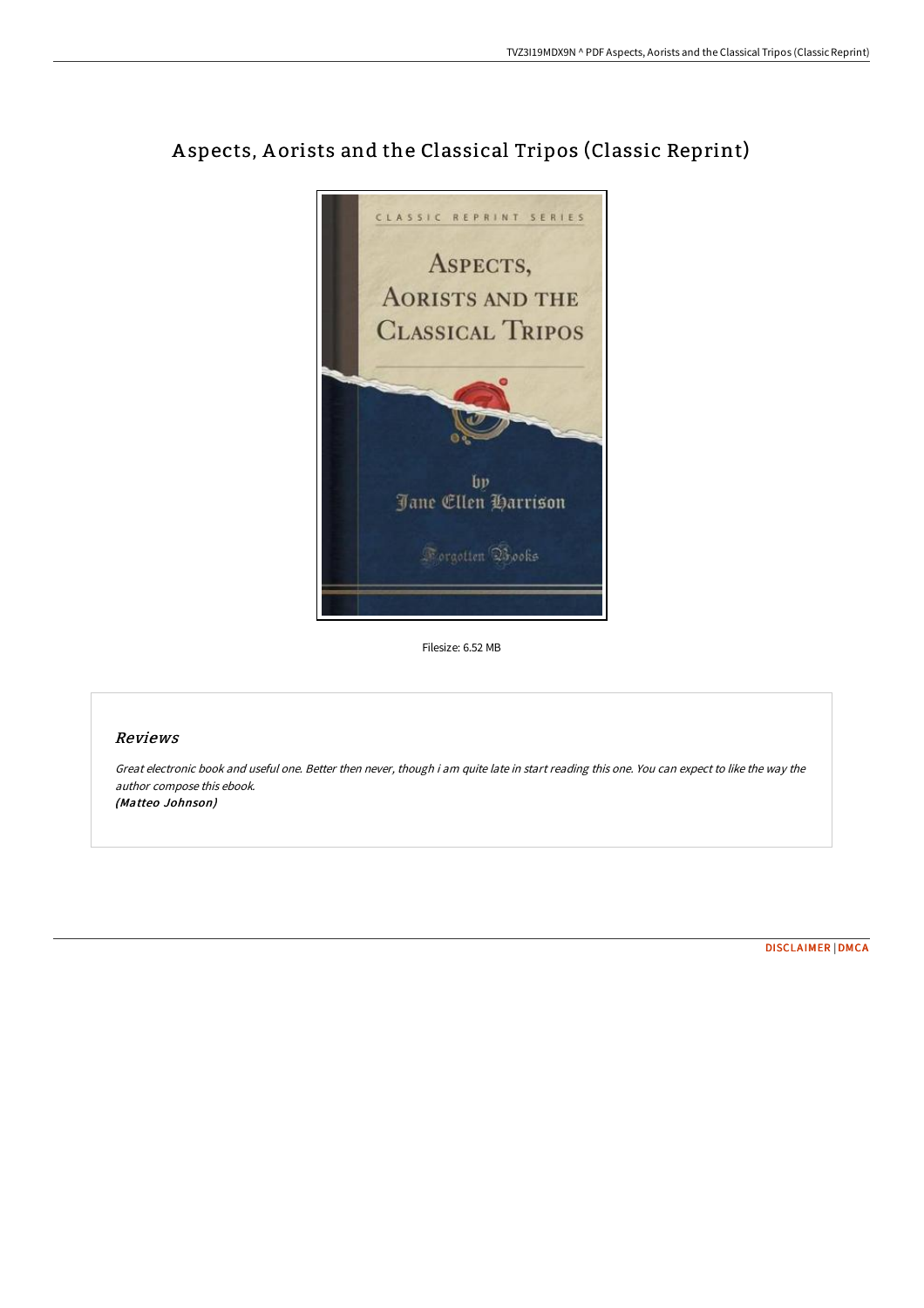# Aspects, Aorists and the Classical Tripos (Classic Reprint)

Filesize: 6.52 MB

## Reviews

*Great electronic book and useful one. Better then never, though i am quite late in start reading this one. You can expect to like the way the author compose this ebook.*
***(Matteo Johnson)***

DISCLAIMER | DMCA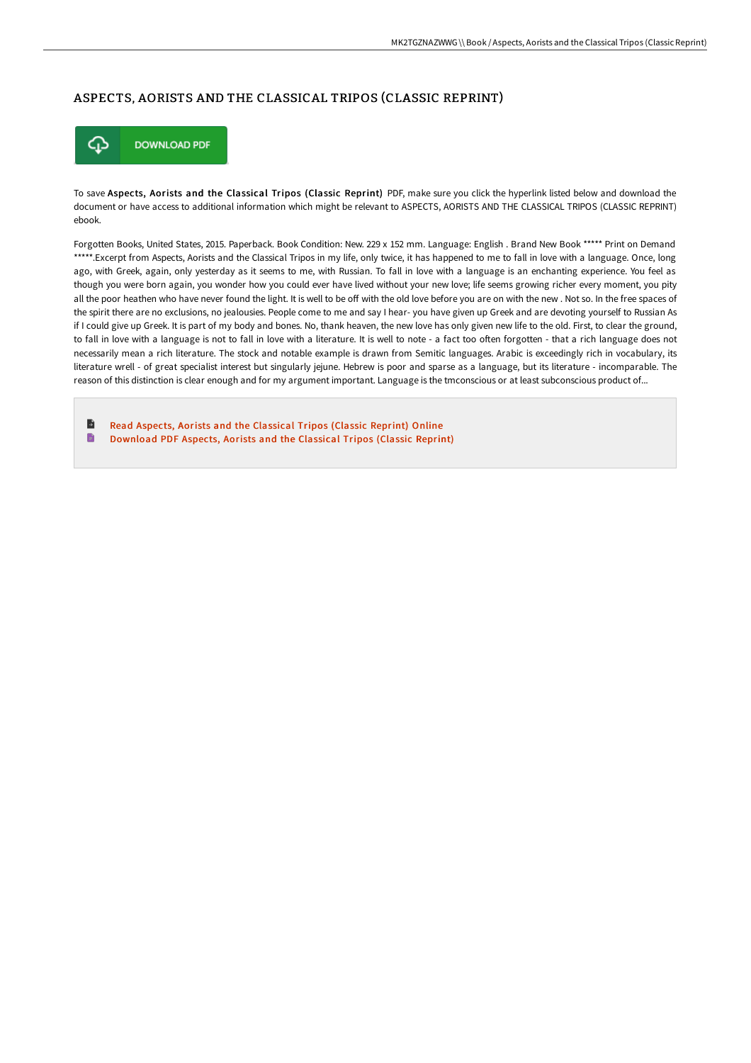# ASPECTS, AORISTS AND THE CLASSICAL TRIPOS (CLASSIC REPRINT)

DOWNLOAD PDF

To save **Aspects, Aorists and the Classical Tripos (Classic Reprint)** PDF, make sure you click the hyperlink listed below and download the document or have access to additional information which might be relevant to ASPECTS, AORISTS AND THE CLASSICAL TRIPOS (CLASSIC REPRINT) ebook.

Forgotten Books, United States, 2015. Paperback. Book Condition: New. 229 x 152 mm. Language: English . Brand New Book ***** Print on Demand *****.Excerpt from Aspects, Aorists and the Classical Tripos in my life, only twice, it has happened to me to fall in love with a language. Once, long ago, with Greek, again, only yesterday as it seems to me, with Russian. To fall in love with a language is an enchanting experience. You feel as though you were born again, you wonder how you could ever have lived without your new love; life seems growing richer every moment, you pity all the poor heathen who have never found the light. It is well to be off with the old love before you are on with the new . Not so. In the free spaces of the spirit there are no exclusions, no jealousies. People come to me and say I hear- you have given up Greek and are devoting yourself to Russian As if I could give up Greek. It is part of my body and bones. No, thank heaven, the new love has only given new life to the old. First, to clear the ground, to fall in love with a language is not to fall in love with a literature. It is well to note - a fact too often forgotten - that a rich language does not necessarily mean a rich literature. The stock and notable example is drawn from Semitic languages. Arabic is exceedingly rich in vocabulary, its literature wrell - of great specialist interest but singularly jejune. Hebrew is poor and sparse as a language, but its literature - incomparable. The reason of this distinction is clear enough and for my argument important. Language is the tmconscious or at least subconscious product of...

- Read Aspects, Aorists and the Classical Tripos (Classic Reprint) Online
- Download PDF Aspects, Aorists and the Classical Tripos (Classic Reprint)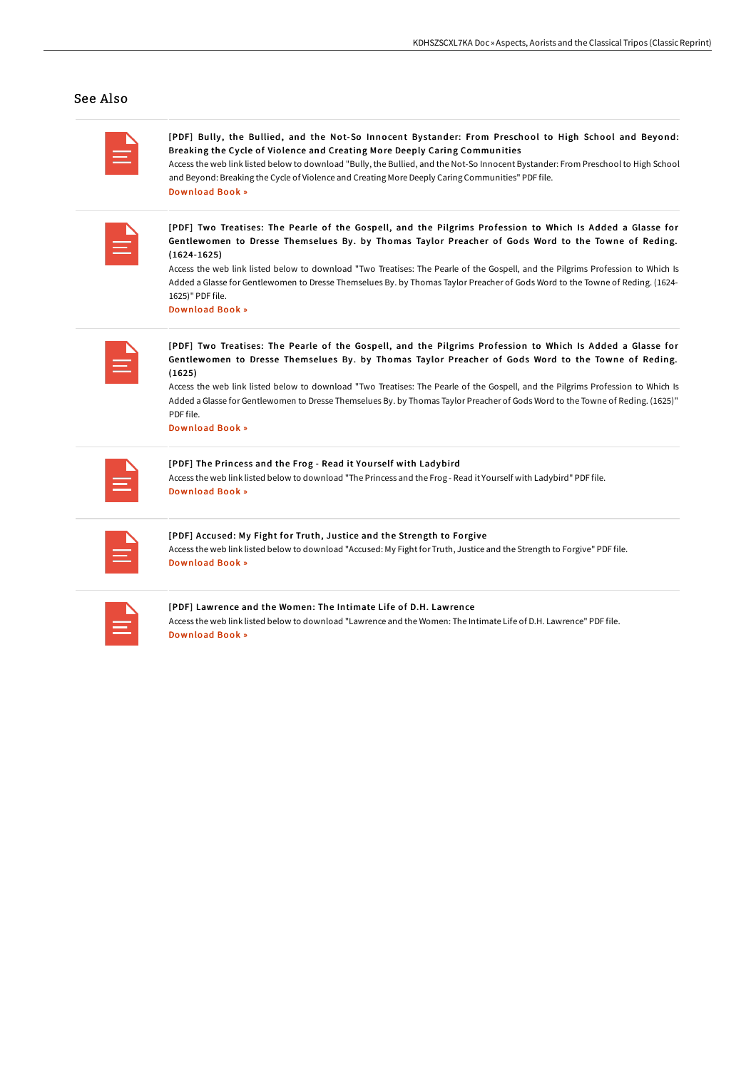## See Also

[PDF] Bully, the Bullied, and the Not-So Innocent Bystander: From Preschool to High School and Beyond: Breaking the Cycle of Violence and Creating More Deeply Caring Communities

Access the web link listed below to download "Bully, the Bullied, and the Not-So Innocent Bystander: From Preschool to High School and Beyond: Breaking the Cycle of Violence and Creating More Deeply Caring Communities" PDF file.

Download Book »

[PDF] Two Treatises: The Pearle of the Gospell, and the Pilgrims Profession to Which Is Added a Glasse for Gentlewomen to Dresse Themselues By. by Thomas Taylor Preacher of Gods Word to the Towne of Reding. (1624-1625)

Access the web link listed below to download "Two Treatises: The Pearle of the Gospell, and the Pilgrims Profession to Which Is Added a Glasse for Gentlewomen to Dresse Themselues By. by Thomas Taylor Preacher of Gods Word to the Towne of Reding. (1624-1625)" PDF file.

Download Book »

[PDF] Two Treatises: The Pearle of the Gospell, and the Pilgrims Profession to Which Is Added a Glasse for Gentlewomen to Dresse Themselues By. by Thomas Taylor Preacher of Gods Word to the Towne of Reding. (1625)

Access the web link listed below to download "Two Treatises: The Pearle of the Gospell, and the Pilgrims Profession to Which Is Added a Glasse for Gentlewomen to Dresse Themselues By. by Thomas Taylor Preacher of Gods Word to the Towne of Reding. (1625)" PDF file.

Download Book »

[PDF] The Princess and the Frog - Read it Yourself with Ladybird

Access the web link listed below to download "The Princess and the Frog - Read it Yourself with Ladybird" PDF file.

Download Book »

[PDF] Accused: My Fight for Truth, Justice and the Strength to Forgive

Access the web link listed below to download "Accused: My Fight for Truth, Justice and the Strength to Forgive" PDF file.

Download Book »

[PDF] Lawrence and the Women: The Intimate Life of D.H. Lawrence

Access the web link listed below to download "Lawrence and the Women: The Intimate Life of D.H. Lawrence" PDF file.

Download Book »